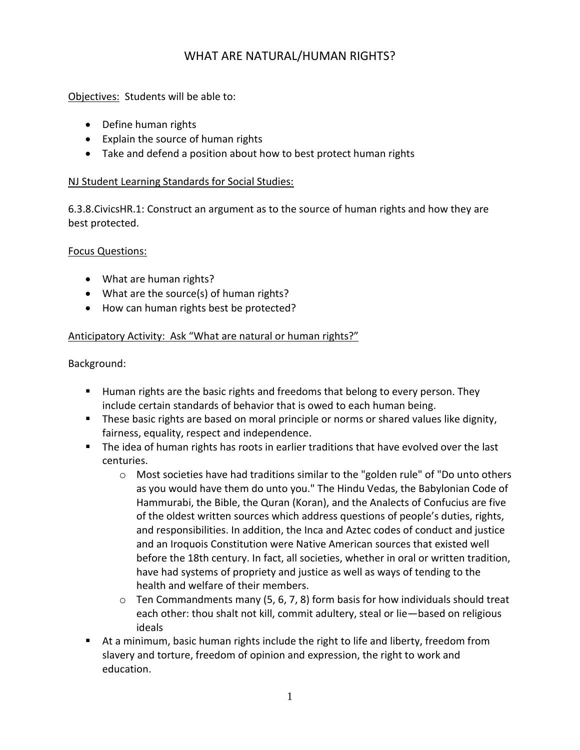# WHAT ARE NATURAL/HUMAN RIGHTS?

Objectives: Students will be able to:

- Define human rights
- Explain the source of human rights
- Take and defend a position about how to best protect human rights

NJ Student Learning Standards for Social Studies:

6.3.8.CivicsHR.1: Construct an argument as to the source of human rights and how they are best protected.

Focus Questions:

- What are human rights?
- What are the source(s) of human rights?
- How can human rights best be protected?

Anticipatory Activity: Ask "What are natural or human rights?"

Background:

- Human rights are the basic rights and freedoms that belong to every person. They include certain standards of behavior that is owed to each human being.
- These basic rights are based on moral principle or norms or shared values like dignity, fairness, equality, respect and independence.
- The idea of human rights has roots in earlier traditions that have evolved over the last centuries.
  - Most societies have had traditions similar to the "golden rule" of "Do unto others as you would have them do unto you." The Hindu Vedas, the Babylonian Code of Hammurabi, the Bible, the Quran (Koran), and the Analects of Confucius are five of the oldest written sources which address questions of people's duties, rights, and responsibilities. In addition, the Inca and Aztec codes of conduct and justice and an Iroquois Constitution were Native American sources that existed well before the 18th century. In fact, all societies, whether in oral or written tradition, have had systems of propriety and justice as well as ways of tending to the health and welfare of their members.
  - Ten Commandments many (5, 6, 7, 8) form basis for how individuals should treat each other: thou shalt not kill, commit adultery, steal or lie—based on religious ideals
- At a minimum, basic human rights include the right to life and liberty, freedom from slavery and torture, freedom of opinion and expression, the right to work and education.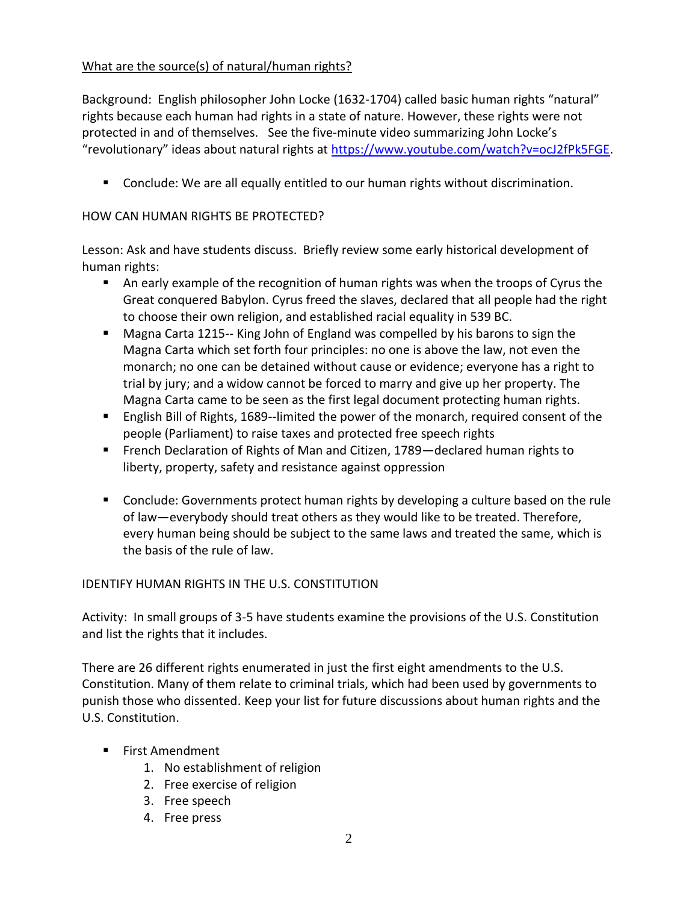<u>What are the source(s) of natural/human rights?</u>

Background: English philosopher John Locke (1632-1704) called basic human rights "natural" rights because each human had rights in a state of nature. However, these rights were not protected in and of themselves. See the five-minute video summarizing John Locke's "revolutionary" ideas about natural rights at https://www.youtube.com/watch?v=ocJ2fPk5FGE.

- Conclude: We are all equally entitled to our human rights without discrimination.

HOW CAN HUMAN RIGHTS BE PROTECTED?

Lesson: Ask and have students discuss. Briefly review some early historical development of human rights:

- An early example of the recognition of human rights was when the troops of Cyrus the Great conquered Babylon. Cyrus freed the slaves, declared that all people had the right to choose their own religion, and established racial equality in 539 BC.
- Magna Carta 1215-- King John of England was compelled by his barons to sign the Magna Carta which set forth four principles: no one is above the law, not even the monarch; no one can be detained without cause or evidence; everyone has a right to trial by jury; and a widow cannot be forced to marry and give up her property. The Magna Carta came to be seen as the first legal document protecting human rights.
- English Bill of Rights, 1689--limited the power of the monarch, required consent of the people (Parliament) to raise taxes and protected free speech rights
- French Declaration of Rights of Man and Citizen, 1789—declared human rights to liberty, property, safety and resistance against oppression

- Conclude: Governments protect human rights by developing a culture based on the rule of law—everybody should treat others as they would like to be treated. Therefore, every human being should be subject to the same laws and treated the same, which is the basis of the rule of law.

IDENTIFY HUMAN RIGHTS IN THE U.S. CONSTITUTION

Activity: In small groups of 3-5 have students examine the provisions of the U.S. Constitution and list the rights that it includes.

There are 26 different rights enumerated in just the first eight amendments to the U.S. Constitution. Many of them relate to criminal trials, which had been used by governments to punish those who dissented. Keep your list for future discussions about human rights and the U.S. Constitution.

- First Amendment
  1. No establishment of religion
  2. Free exercise of religion
  3. Free speech
  4. Free press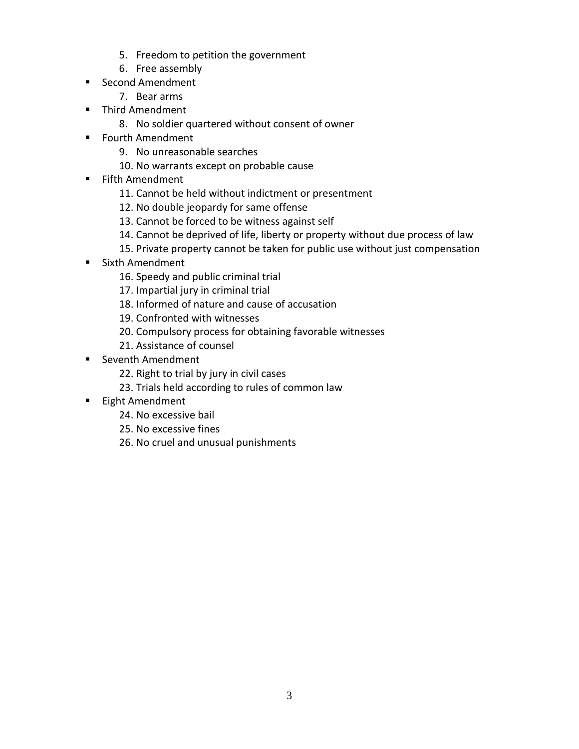5. Freedom to petition the government
6. Free assembly

- Second Amendment
  7. Bear arms
- Third Amendment
  8. No soldier quartered without consent of owner
- Fourth Amendment
  9. No unreasonable searches
  10. No warrants except on probable cause
- Fifth Amendment
  11. Cannot be held without indictment or presentment
  12. No double jeopardy for same offense
  13. Cannot be forced to be witness against self
  14. Cannot be deprived of life, liberty or property without due process of law
  15. Private property cannot be taken for public use without just compensation
- Sixth Amendment
  16. Speedy and public criminal trial
  17. Impartial jury in criminal trial
  18. Informed of nature and cause of accusation
  19. Confronted with witnesses
  20. Compulsory process for obtaining favorable witnesses
  21. Assistance of counsel
- Seventh Amendment
  22. Right to trial by jury in civil cases
  23. Trials held according to rules of common law
- Eight Amendment
  24. No excessive bail
  25. No excessive fines
  26. No cruel and unusual punishments